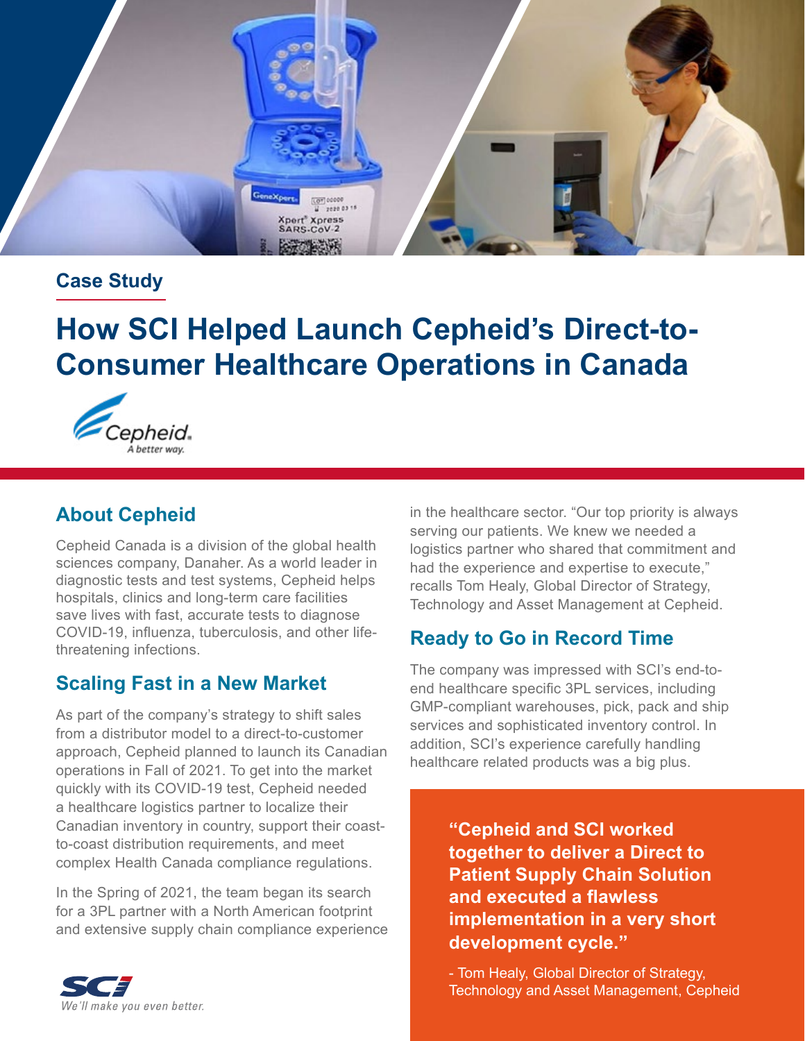Case Study

# How SCI Helped Launch Cepheid's Direct-to-Consumer Healthcare Operations in Canada

## About Cepheid

Cepheid Canada is a division of the global health sciences company, Danaher. As a world leader in diagnostic tests and test systems, Cepheid helps hospitals, clinics and long-term care facilities save lives with fast, accurate tests to diagnose COVID-19, influenza, tuberculosis, and other life-threatening infections.

## Scaling Fast in a New Market

As part of the company's strategy to shift sales from a distributor model to a direct-to-customer approach, Cepheid planned to launch its Canadian operations in Fall of 2021. To get into the market quickly with its COVID-19 test, Cepheid needed a healthcare logistics partner to localize their Canadian inventory in country, support their coast-to-coast distribution requirements, and meet complex Health Canada compliance regulations.

In the Spring of 2021, the team began its search for a 3PL partner with a North American footprint and extensive supply chain compliance experience in the healthcare sector. "Our top priority is always serving our patients. We knew we needed a logistics partner who shared that commitment and had the experience and expertise to execute," recalls Tom Healy, Global Director of Strategy, Technology and Asset Management at Cepheid.

## Ready to Go in Record Time

The company was impressed with SCI's end-to-end healthcare specific 3PL services, including GMP-compliant warehouses, pick, pack and ship services and sophisticated inventory control. In addition, SCI's experience carefully handling healthcare related products was a big plus.

> **"Cepheid and SCI worked together to deliver a Direct to Patient Supply Chain Solution and executed a flawless implementation in a very short development cycle."**
>
> - Tom Healy, Global Director of Strategy, Technology and Asset Management, Cepheid

*We'll make you even better.*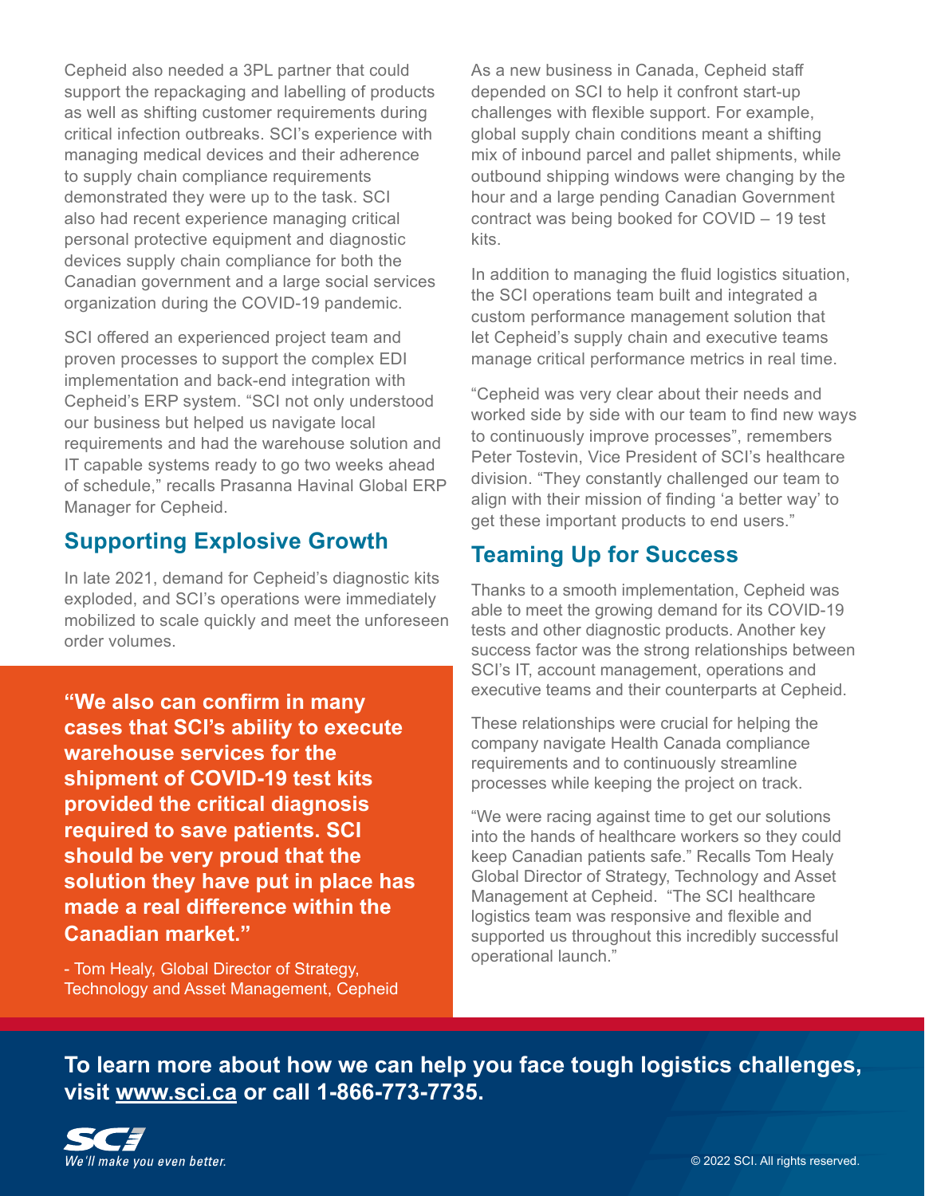Cepheid also needed a 3PL partner that could support the repackaging and labelling of products as well as shifting customer requirements during critical infection outbreaks. SCI's experience with managing medical devices and their adherence to supply chain compliance requirements demonstrated they were up to the task. SCI also had recent experience managing critical personal protective equipment and diagnostic devices supply chain compliance for both the Canadian government and a large social services organization during the COVID-19 pandemic.

SCI offered an experienced project team and proven processes to support the complex EDI implementation and back-end integration with Cepheid's ERP system. "SCI not only understood our business but helped us navigate local requirements and had the warehouse solution and IT capable systems ready to go two weeks ahead of schedule," recalls Prasanna Havinal Global ERP Manager for Cepheid.

## Supporting Explosive Growth

In late 2021, demand for Cepheid's diagnostic kits exploded, and SCI's operations were immediately mobilized to scale quickly and meet the unforeseen order volumes.

**"We also can confirm in many cases that SCI's ability to execute warehouse services for the shipment of COVID-19 test kits provided the critical diagnosis required to save patients. SCI should be very proud that the solution they have put in place has made a real difference within the Canadian market."**

\- Tom Healy, Global Director of Strategy, Technology and Asset Management, Cepheid

As a new business in Canada, Cepheid staff depended on SCI to help it confront start-up challenges with flexible support. For example, global supply chain conditions meant a shifting mix of inbound parcel and pallet shipments, while outbound shipping windows were changing by the hour and a large pending Canadian Government contract was being booked for COVID – 19 test kits.

In addition to managing the fluid logistics situation, the SCI operations team built and integrated a custom performance management solution that let Cepheid's supply chain and executive teams manage critical performance metrics in real time.

"Cepheid was very clear about their needs and worked side by side with our team to find new ways to continuously improve processes", remembers Peter Tostevin, Vice President of SCI's healthcare division. "They constantly challenged our team to align with their mission of finding 'a better way' to get these important products to end users."

## Teaming Up for Success

Thanks to a smooth implementation, Cepheid was able to meet the growing demand for its COVID-19 tests and other diagnostic products. Another key success factor was the strong relationships between SCI's IT, account management, operations and executive teams and their counterparts at Cepheid.

These relationships were crucial for helping the company navigate Health Canada compliance requirements and to continuously streamline processes while keeping the project on track.

"We were racing against time to get our solutions into the hands of healthcare workers so they could keep Canadian patients safe." Recalls Tom Healy Global Director of Strategy, Technology and Asset Management at Cepheid. "The SCI healthcare logistics team was responsive and flexible and supported us throughout this incredibly successful operational launch."

**To learn more about how we can help you face tough logistics challenges, visit www.sci.ca or call 1-866-773-7735.**

SCI
*We'll make you even better.*

© 2022 SCI. All rights reserved.